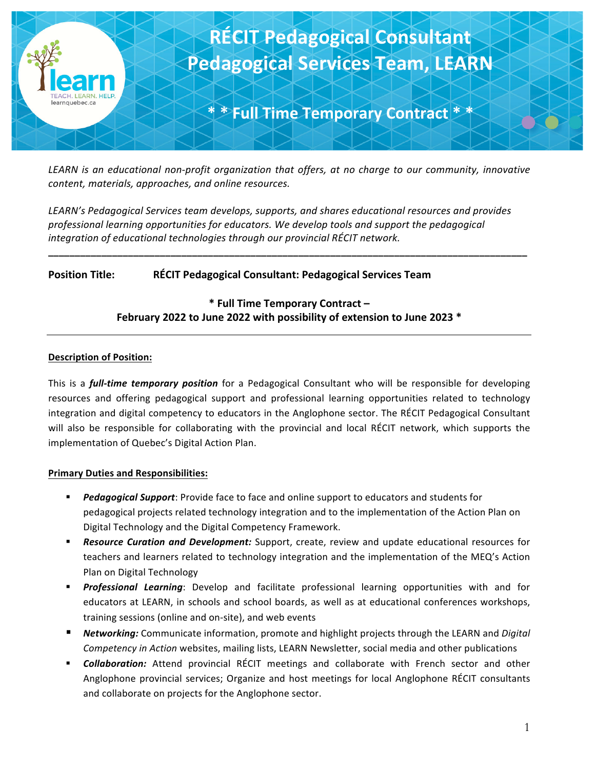# RÉCIT Pedagogical Consultant
# Pedagogical Services Team, LEARN

**\* \* Full Time Temporary Contract \* \***

*LEARN is an educational non-profit organization that offers, at no charge to our community, innovative content, materials, approaches, and online resources.*

*LEARN's Pedagogical Services team develops, supports, and shares educational resources and provides professional learning opportunities for educators. We develop tools and support the pedagogical integration of educational technologies through our provincial RÉCIT network.*

---

**Position Title:** **RÉCIT Pedagogical Consultant: Pedagogical Services Team**

**\* Full Time Temporary Contract –**
**February 2022 to June 2022 with possibility of extension to June 2023 \***

---

**Description of Position:**

This is a ***full-time temporary position*** for a Pedagogical Consultant who will be responsible for developing resources and offering pedagogical support and professional learning opportunities related to technology integration and digital competency to educators in the Anglophone sector. The RÉCIT Pedagogical Consultant will also be responsible for collaborating with the provincial and local RÉCIT network, which supports the implementation of Quebec's Digital Action Plan.

**Primary Duties and Responsibilities:**

- ***Pedagogical Support***: Provide face to face and online support to educators and students for pedagogical projects related technology integration and to the implementation of the Action Plan on Digital Technology and the Digital Competency Framework.
- ***Resource Curation and Development:*** Support, create, review and update educational resources for teachers and learners related to technology integration and the implementation of the MEQ's Action Plan on Digital Technology
- ***Professional Learning***: Develop and facilitate professional learning opportunities with and for educators at LEARN, in schools and school boards, as well as at educational conferences workshops, training sessions (online and on-site), and web events
- ***Networking:*** Communicate information, promote and highlight projects through the LEARN and *Digital Competency in Action* websites, mailing lists, LEARN Newsletter, social media and other publications
- ***Collaboration:*** Attend provincial RÉCIT meetings and collaborate with French sector and other Anglophone provincial services; Organize and host meetings for local Anglophone RÉCIT consultants and collaborate on projects for the Anglophone sector.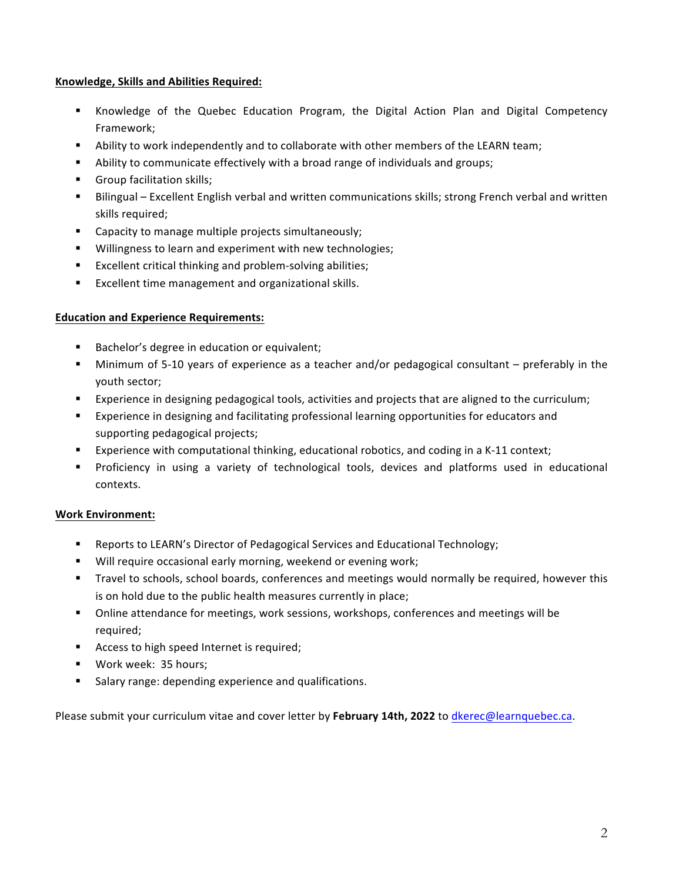**Knowledge, Skills and Abilities Required:**

- Knowledge of the Quebec Education Program, the Digital Action Plan and Digital Competency Framework;
- Ability to work independently and to collaborate with other members of the LEARN team;
- Ability to communicate effectively with a broad range of individuals and groups;
- Group facilitation skills;
- Bilingual – Excellent English verbal and written communications skills; strong French verbal and written skills required;
- Capacity to manage multiple projects simultaneously;
- Willingness to learn and experiment with new technologies;
- Excellent critical thinking and problem-solving abilities;
- Excellent time management and organizational skills.

**Education and Experience Requirements:**

- Bachelor's degree in education or equivalent;
- Minimum of 5-10 years of experience as a teacher and/or pedagogical consultant – preferably in the youth sector;
- Experience in designing pedagogical tools, activities and projects that are aligned to the curriculum;
- Experience in designing and facilitating professional learning opportunities for educators and supporting pedagogical projects;
- Experience with computational thinking, educational robotics, and coding in a K-11 context;
- Proficiency in using a variety of technological tools, devices and platforms used in educational contexts.

**Work Environment:**

- Reports to LEARN's Director of Pedagogical Services and Educational Technology;
- Will require occasional early morning, weekend or evening work;
- Travel to schools, school boards, conferences and meetings would normally be required, however this is on hold due to the public health measures currently in place;
- Online attendance for meetings, work sessions, workshops, conferences and meetings will be required;
- Access to high speed Internet is required;
- Work week: 35 hours;
- Salary range: depending experience and qualifications.

Please submit your curriculum vitae and cover letter by **February 14th, 2022** to dkerec@learnquebec.ca.